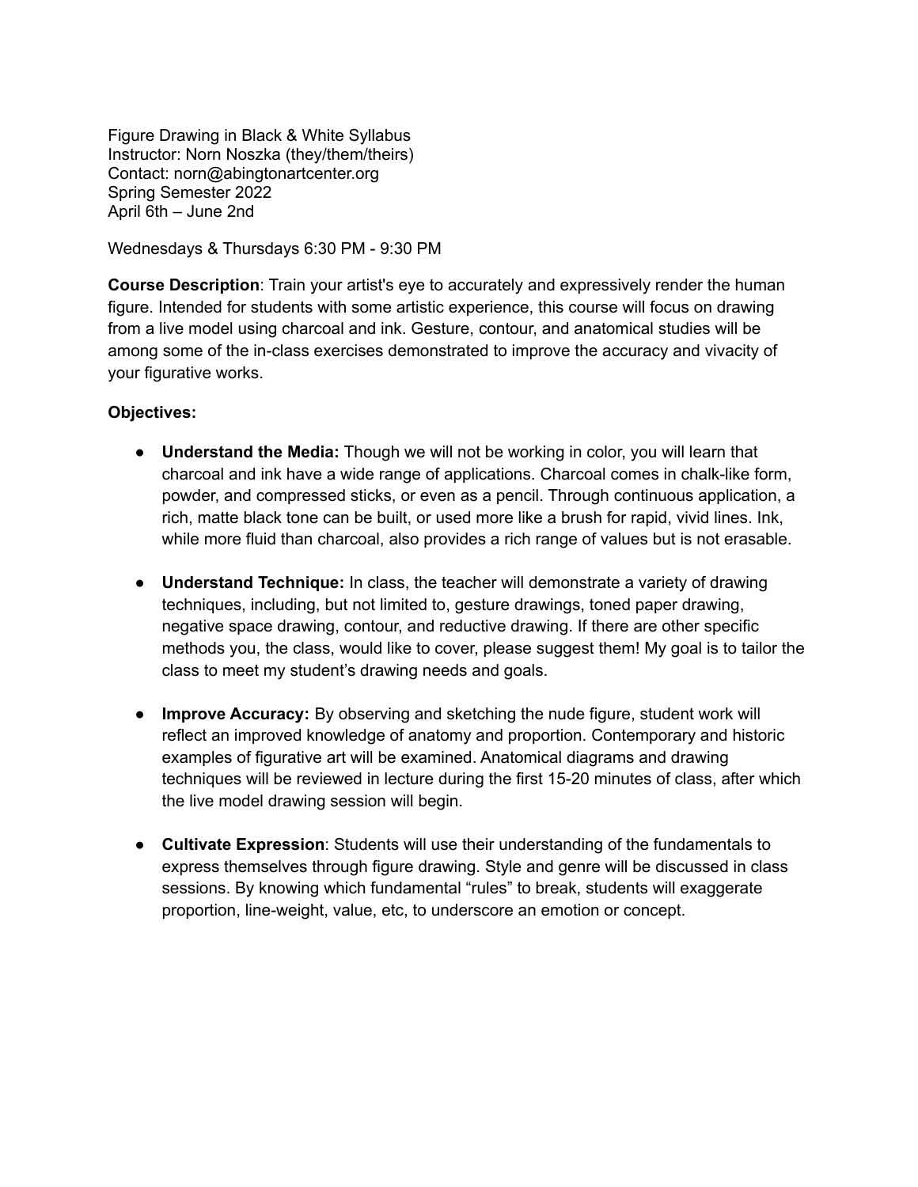Figure Drawing in Black & White Syllabus
Instructor: Norn Noszka (they/them/theirs)
Contact: norn@abingtonartcenter.org
Spring Semester 2022
April 6th – June 2nd

Wednesdays & Thursdays 6:30 PM - 9:30 PM

**Course Description**: Train your artist's eye to accurately and expressively render the human figure. Intended for students with some artistic experience, this course will focus on drawing from a live model using charcoal and ink. Gesture, contour, and anatomical studies will be among some of the in-class exercises demonstrated to improve the accuracy and vivacity of your figurative works.

**Objectives:**

- **Understand the Media:** Though we will not be working in color, you will learn that charcoal and ink have a wide range of applications. Charcoal comes in chalk-like form, powder, and compressed sticks, or even as a pencil. Through continuous application, a rich, matte black tone can be built, or used more like a brush for rapid, vivid lines. Ink, while more fluid than charcoal, also provides a rich range of values but is not erasable.

- **Understand Technique:** In class, the teacher will demonstrate a variety of drawing techniques, including, but not limited to, gesture drawings, toned paper drawing, negative space drawing, contour, and reductive drawing. If there are other specific methods you, the class, would like to cover, please suggest them! My goal is to tailor the class to meet my student's drawing needs and goals.

- **Improve Accuracy:** By observing and sketching the nude figure, student work will reflect an improved knowledge of anatomy and proportion. Contemporary and historic examples of figurative art will be examined. Anatomical diagrams and drawing techniques will be reviewed in lecture during the first 15-20 minutes of class, after which the live model drawing session will begin.

- **Cultivate Expression**: Students will use their understanding of the fundamentals to express themselves through figure drawing. Style and genre will be discussed in class sessions. By knowing which fundamental "rules" to break, students will exaggerate proportion, line-weight, value, etc, to underscore an emotion or concept.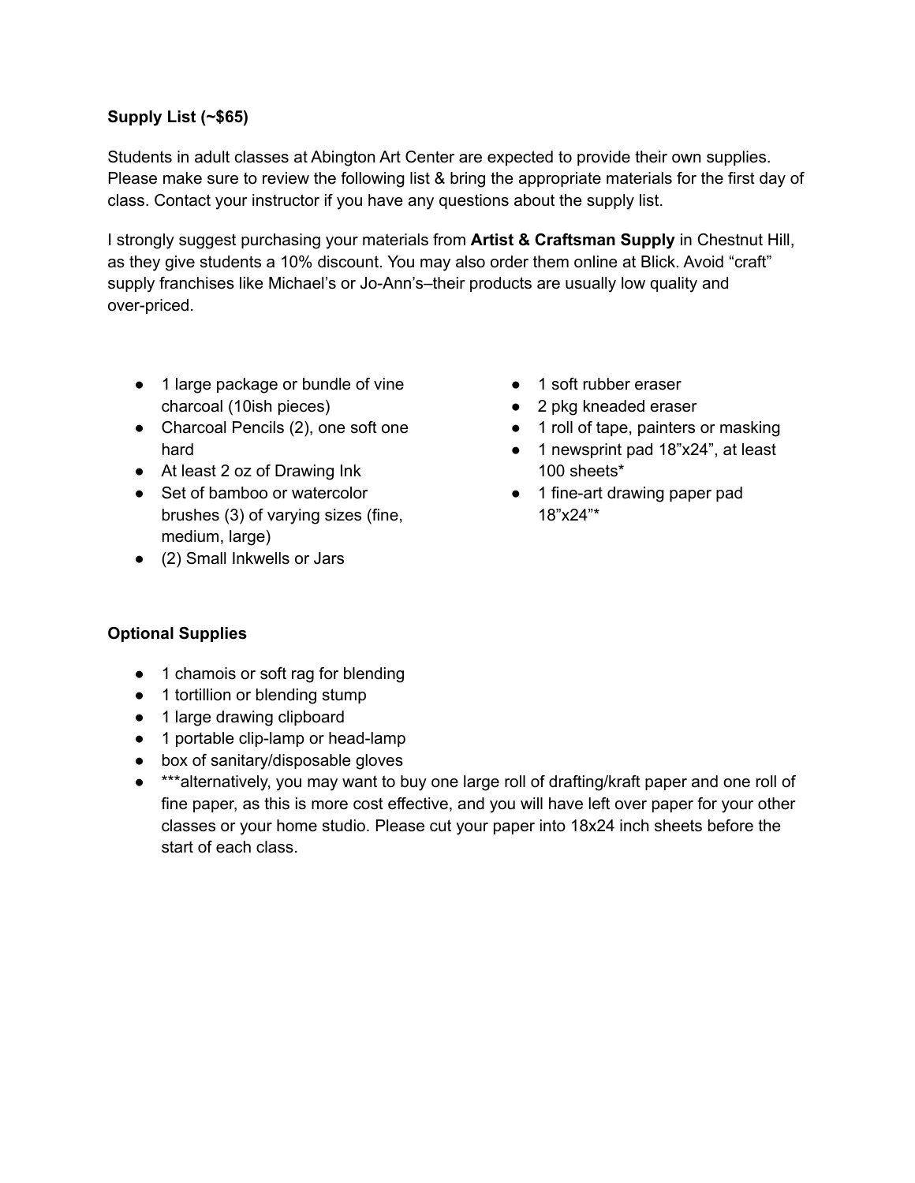**Supply List (~$65)**

Students in adult classes at Abington Art Center are expected to provide their own supplies. Please make sure to review the following list & bring the appropriate materials for the first day of class. Contact your instructor if you have any questions about the supply list.

I strongly suggest purchasing your materials from **Artist & Craftsman Supply** in Chestnut Hill, as they give students a 10% discount. You may also order them online at Blick. Avoid "craft" supply franchises like Michael's or Jo-Ann's–their products are usually low quality and over-priced.

- 1 large package or bundle of vine charcoal (10ish pieces)
- Charcoal Pencils (2), one soft one hard
- At least 2 oz of Drawing Ink
- Set of bamboo or watercolor brushes (3) of varying sizes (fine, medium, large)
- (2) Small Inkwells or Jars
- 1 soft rubber eraser
- 2 pkg kneaded eraser
- 1 roll of tape, painters or masking
- 1 newsprint pad 18"x24", at least 100 sheets*
- 1 fine-art drawing paper pad 18"x24"*

**Optional Supplies**

- 1 chamois or soft rag for blending
- 1 tortillion or blending stump
- 1 large drawing clipboard
- 1 portable clip-lamp or head-lamp
- box of sanitary/disposable gloves
- ***alternatively, you may want to buy one large roll of drafting/kraft paper and one roll of fine paper, as this is more cost effective, and you will have left over paper for your other classes or your home studio. Please cut your paper into 18x24 inch sheets before the start of each class.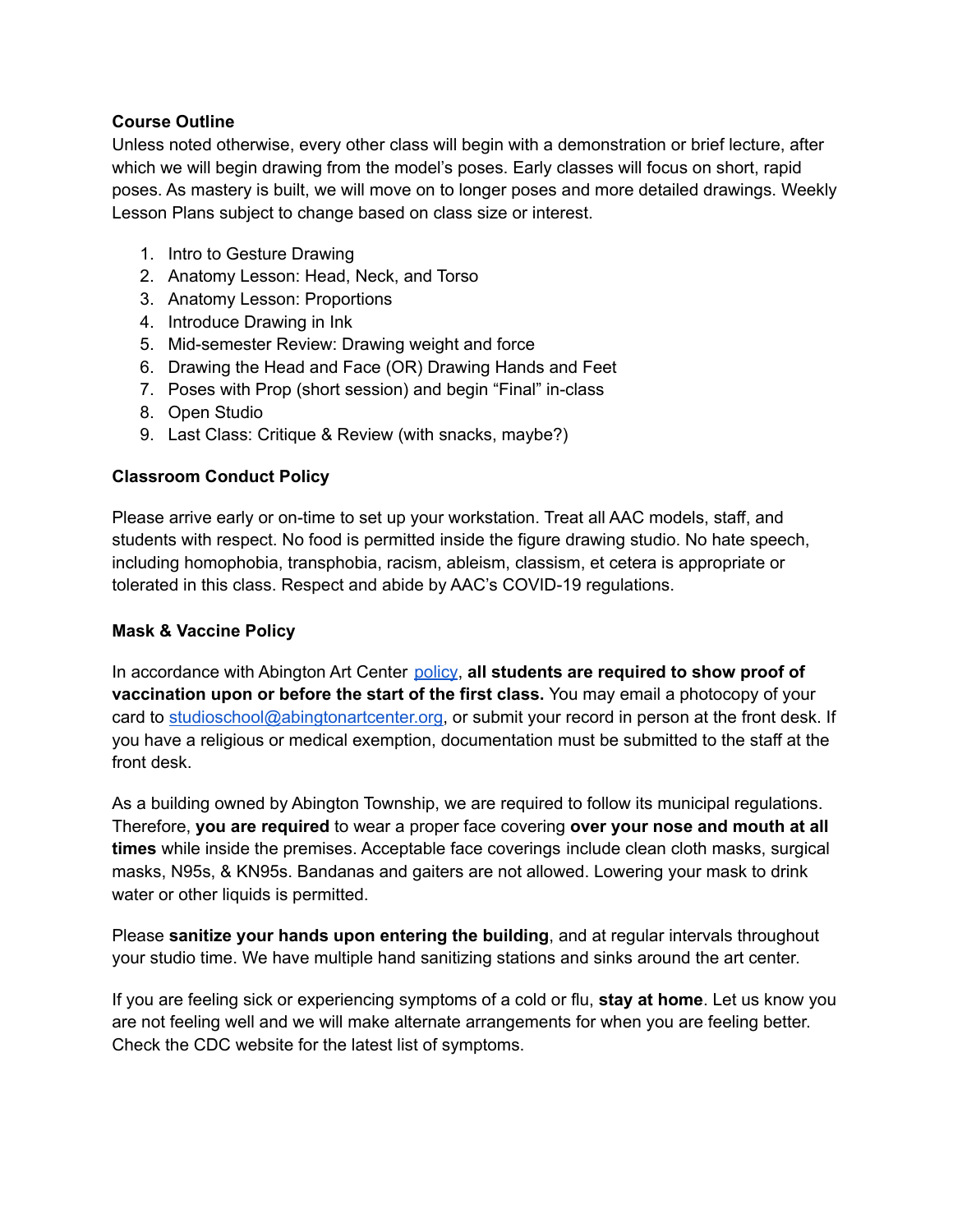**Course Outline**

Unless noted otherwise, every other class will begin with a demonstration or brief lecture, after which we will begin drawing from the model's poses. Early classes will focus on short, rapid poses. As mastery is built, we will move on to longer poses and more detailed drawings. Weekly Lesson Plans subject to change based on class size or interest.

1. Intro to Gesture Drawing
2. Anatomy Lesson: Head, Neck, and Torso
3. Anatomy Lesson: Proportions
4. Introduce Drawing in Ink
5. Mid-semester Review: Drawing weight and force
6. Drawing the Head and Face (OR) Drawing Hands and Feet
7. Poses with Prop (short session) and begin "Final" in-class
8. Open Studio
9. Last Class: Critique & Review (with snacks, maybe?)

**Classroom Conduct Policy**

Please arrive early or on-time to set up your workstation. Treat all AAC models, staff, and students with respect. No food is permitted inside the figure drawing studio. No hate speech, including homophobia, transphobia, racism, ableism, classism, et cetera is appropriate or tolerated in this class. Respect and abide by AAC's COVID-19 regulations.

**Mask & Vaccine Policy**

In accordance with Abington Art Center policy, **all students are required to show proof of vaccination upon or before the start of the first class.** You may email a photocopy of your card to studioschool@abingtonartcenter.org, or submit your record in person at the front desk. If you have a religious or medical exemption, documentation must be submitted to the staff at the front desk.

As a building owned by Abington Township, we are required to follow its municipal regulations. Therefore, **you are required** to wear a proper face covering **over your nose and mouth at all times** while inside the premises. Acceptable face coverings include clean cloth masks, surgical masks, N95s, & KN95s. Bandanas and gaiters are not allowed. Lowering your mask to drink water or other liquids is permitted.

Please **sanitize your hands upon entering the building**, and at regular intervals throughout your studio time. We have multiple hand sanitizing stations and sinks around the art center.

If you are feeling sick or experiencing symptoms of a cold or flu, **stay at home**. Let us know you are not feeling well and we will make alternate arrangements for when you are feeling better. Check the CDC website for the latest list of symptoms.